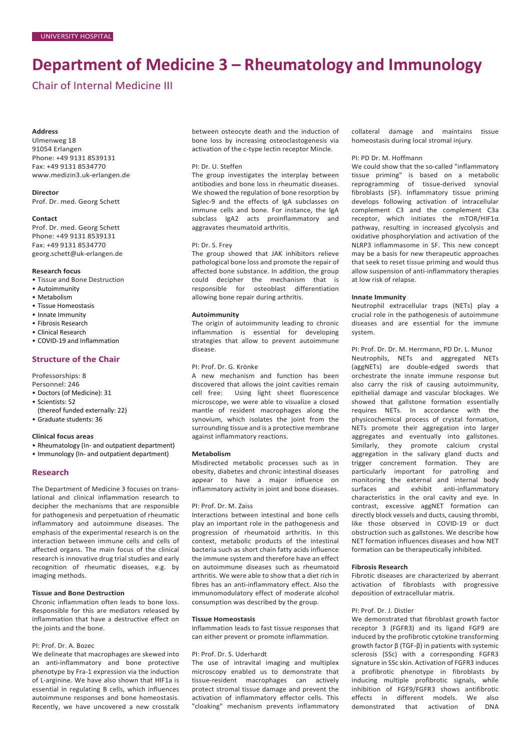UNIVERSITY HOSPITAL

# Department of Medicine 3 – Rheumatology and Immunology

## Chair of Internal Medicine III

**Address**
Ulmenweg 18
91054 Erlangen
Phone: +49 9131 8539131
Fax: +49 9131 8534770
www.medizin3.uk-erlangen.de

**Director**
Prof. Dr. med. Georg Schett

**Contact**
Prof. Dr. med. Georg Schett
Phone: +49 9131 8539131
Fax: +49 9131 8534770
georg.schett@uk-erlangen.de

**Research focus**
- Tissue and Bone Destruction
- Autoimmunity
- Metabolism
- Tissue Homeostasis
- Innate Immunity
- Fibrosis Research
- Clinical Research
- COVID-19 and Inflammation

## Structure of the Chair

Professorships: 8
Personnel: 246
- Doctors (of Medicine): 31
- Scientists: 52
  (thereof funded externally: 22)
- Graduate students: 36

**Clinical focus areas**
- Rheumatology (In- and outpatient department)
- Immunology (In- and outpatient department)

## Research

The Department of Medicine 3 focuses on translational and clinical inflammation research to decipher the mechanisms that are responsible for pathogenesis and perpetuation of rheumatic inflammatory and autoimmune diseases. The emphasis of the experimental research is on the interaction between immune cells and cells of affected organs. The main focus of the clinical research is innovative drug trial studies and early recognition of rheumatic diseases, e.g. by imaging methods.

### Tissue and Bone Destruction

Chronic inflammation often leads to bone loss. Responsible for this are mediators released by inflammation that have a destructive effect on the joints and the bone.

PI: Prof. Dr. A. Bozec

We delineate that macrophages are skewed into an anti-inflammatory and bone protective phenotype by Fra-1 expression via the induction of L-arginine. We have also shown that HIF1a is essential in regulating B cells, which influences autoimmune responses and bone homeostasis. Recently, we have uncovered a new crosstalk between osteocyte death and the induction of bone loss by increasing osteoclastogenesis via activation of the c-type lectin receptor Mincle.

PI: Dr. U. Steffen

The group investigates the interplay between antibodies and bone loss in rheumatic diseases. We showed the regulation of bone resorption by Siglec-9 and the effects of IgA subclasses on immune cells and bone. For instance, the IgA subclass IgA2 acts proinflammatory and aggravates rheumatoid arthritis.

PI: Dr. S. Frey

The group showed that JAK inhibitors relieve pathological bone loss and promote the repair of affected bone substance. In addition, the group could decipher the mechanism that is responsible for osteoblast differentiation allowing bone repair during arthritis.

### Autoimmunity

The origin of autoimmunity leading to chronic inflammation is essential for developing strategies that allow to prevent autoimmune disease.

PI: Prof. Dr. G. Krönke

A new mechanism and function has been discovered that allows the joint cavities remain cell free: Using light sheet fluorescence microscope, we were able to visualize a closed mantle of resident macrophages along the synovium, which isolates the joint from the surrounding tissue and is a protective membrane against inflammatory reactions.

### Metabolism

Misdirected metabolic processes such as in obesity, diabetes and chronic intestinal diseases appear to have a major influence on inflammatory activity in joint and bone diseases.

PI: Prof. Dr. M. Zaiss

Interactions between intestinal and bone cells play an important role in the pathogenesis and progression of rheumatoid arthritis. In this context, metabolic products of the intestinal bacteria such as short chain fatty acids influence the immune system and therefore have an effect on autoimmune diseases such as rheumatoid arthritis. We were able to show that a diet rich in fibres has an anti-inflammatory effect. Also the immunomodulatory effect of moderate alcohol consumption was described by the group.

### Tissue Homeostasis

Inflammation leads to fast tissue responses that can either prevent or promote inflammation.

PI: Prof. Dr. S. Uderhardt

The use of intravital imaging and multiplex microscopy enabled us to demonstrate that tissue-resident macrophages can actively protect stromal tissue damage and prevent the activation of inflammatory effector cells. This "cloaking" mechanism prevents inflammatory collateral damage and maintains tissue homeostasis during local stromal injury.

PI: PD Dr. M. Hoffmann

We could show that the so-called "inflammatory tissue priming" is based on a metabolic reprogramming of tissue-derived synovial fibroblasts (SF). Inflammatory tissue priming develops following activation of intracellular complement C3 and the complement C3a receptor, which initiates the mTOR/HIF1α pathway, resulting in increased glycolysis and oxidative phosphorylation and activation of the NLRP3 inflammasome in SF. This new concept may be a basis for new therapeutic approaches that seek to reset tissue priming and would thus allow suspension of anti-inflammatory therapies at low risk of relapse.

### Innate Immunity

Neutrophil extracellular traps (NETs) play a crucial role in the pathogenesis of autoimmune diseases and are essential for the immune system.

PI: Prof. Dr. Dr. M. Herrmann, PD Dr. L. Munoz

Neutrophils, NETs and aggregated NETs (aggNETs) are double-edged swords that orchestrate the innate immune response but also carry the risk of causing autoimmunity, epithelial damage and vascular blockages. We showed that gallstone formation essentially requires NETs. In accordance with the physicochemical process of crystal formation, NETs promote their aggregation into larger aggregates and eventually into gallstones. Similarly, they promote calcium crystal aggregation in the salivary gland ducts and trigger concrement formation. They are particularly important for patrolling and monitoring the external and internal body surfaces and exhibit anti-inflammatory characteristics in the oral cavity and eye. In contrast, excessive aggNET formation can directly block vessels and ducts, causing thrombi, like those observed in COVID-19 or duct obstruction such as gallstones. We describe how NET formation influences diseases and how NET formation can be therapeutically inhibited.

### Fibrosis Research

Fibrotic diseases are characterized by aberrant activation of fibroblasts with progressive deposition of extracellular matrix.

PI: Prof. Dr. J. Distler

We demonstrated that fibroblast growth factor receptor 3 (FGFR3) and its ligand FGF9 are induced by the profibrotic cytokine transforming growth factor β (TGF-β) in patients with systemic sclerosis (SSc) with a corresponding FGFR3 signature in SSc skin. Activation of FGFR3 induces a profibrotic phenotype in fibroblasts by inducing multiple profibrotic signals, while inhibition of FGF9/FGFR3 shows antifibrotic effects in different models. We also demonstrated that activation of DNA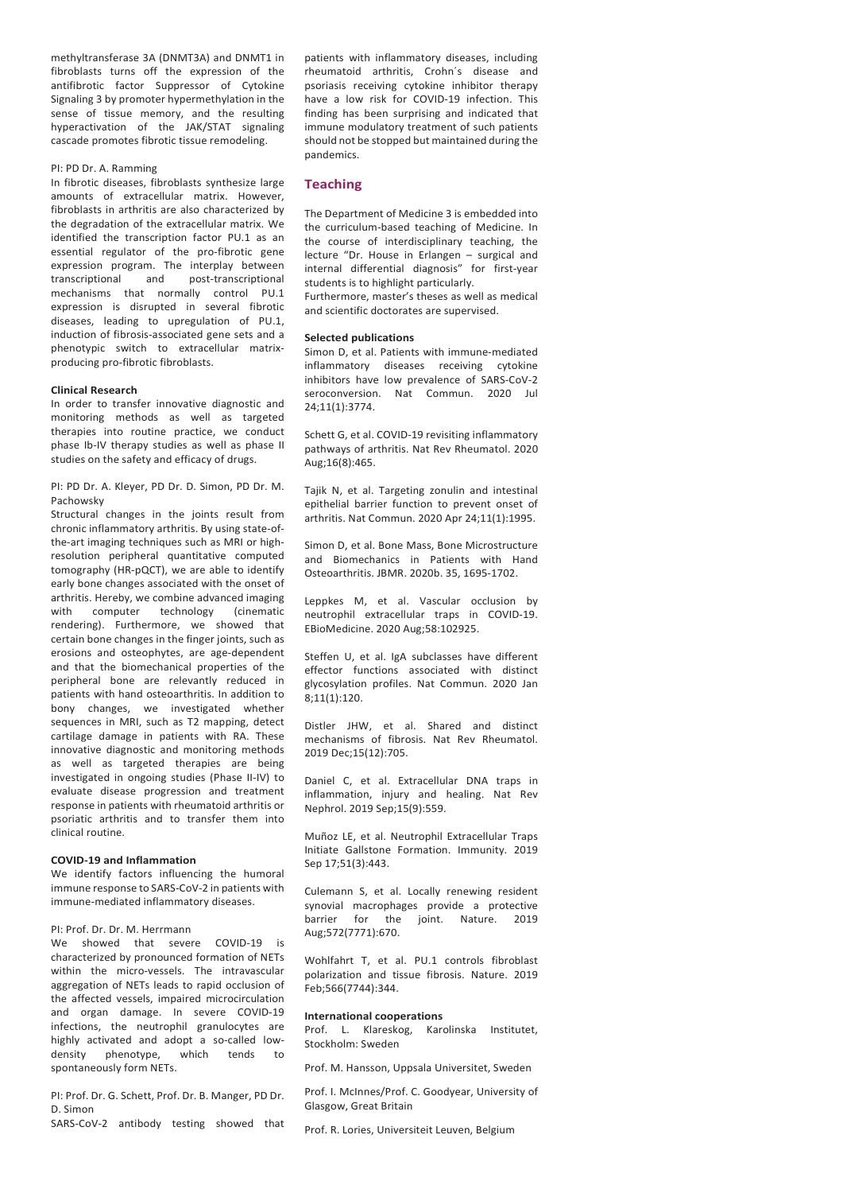methyltransferase 3A (DNMT3A) and DNMT1 in fibroblasts turns off the expression of the antifibrotic factor Suppressor of Cytokine Signaling 3 by promoter hypermethylation in the sense of tissue memory, and the resulting hyperactivation of the JAK/STAT signaling cascade promotes fibrotic tissue remodeling.

PI: PD Dr. A. Ramming

In fibrotic diseases, fibroblasts synthesize large amounts of extracellular matrix. However, fibroblasts in arthritis are also characterized by the degradation of the extracellular matrix. We identified the transcription factor PU.1 as an essential regulator of the pro-fibrotic gene expression program. The interplay between transcriptional and post-transcriptional mechanisms that normally control PU.1 expression is disrupted in several fibrotic diseases, leading to upregulation of PU.1, induction of fibrosis-associated gene sets and a phenotypic switch to extracellular matrix-producing pro-fibrotic fibroblasts.

**Clinical Research**

In order to transfer innovative diagnostic and monitoring methods as well as targeted therapies into routine practice, we conduct phase Ib-IV therapy studies as well as phase II studies on the safety and efficacy of drugs.

PI: PD Dr. A. Kleyer, PD Dr. D. Simon, PD Dr. M. Pachowsky

Structural changes in the joints result from chronic inflammatory arthritis. By using state-of-the-art imaging techniques such as MRI or high-resolution peripheral quantitative computed tomography (HR-pQCT), we are able to identify early bone changes associated with the onset of arthritis. Hereby, we combine advanced imaging with computer technology (cinematic rendering). Furthermore, we showed that certain bone changes in the finger joints, such as erosions and osteophytes, are age-dependent and that the biomechanical properties of the peripheral bone are relevantly reduced in patients with hand osteoarthritis. In addition to bony changes, we investigated whether sequences in MRI, such as T2 mapping, detect cartilage damage in patients with RA. These innovative diagnostic and monitoring methods as well as targeted therapies are being investigated in ongoing studies (Phase II-IV) to evaluate disease progression and treatment response in patients with rheumatoid arthritis or psoriatic arthritis and to transfer them into clinical routine.

**COVID-19 and Inflammation**

We identify factors influencing the humoral immune response to SARS-CoV-2 in patients with immune-mediated inflammatory diseases.

PI: Prof. Dr. Dr. M. Herrmann

We showed that severe COVID-19 is characterized by pronounced formation of NETs within the micro-vessels. The intravascular aggregation of NETs leads to rapid occlusion of the affected vessels, impaired microcirculation and organ damage. In severe COVID-19 infections, the neutrophil granulocytes are highly activated and adopt a so-called low-density phenotype, which tends to spontaneously form NETs.

PI: Prof. Dr. G. Schett, Prof. Dr. B. Manger, PD Dr. D. Simon

SARS-CoV-2 antibody testing showed that patients with inflammatory diseases, including rheumatoid arthritis, Crohn´s disease and psoriasis receiving cytokine inhibitor therapy have a low risk for COVID-19 infection. This finding has been surprising and indicated that immune modulatory treatment of such patients should not be stopped but maintained during the pandemics.

## Teaching

The Department of Medicine 3 is embedded into the curriculum-based teaching of Medicine. In the course of interdisciplinary teaching, the lecture "Dr. House in Erlangen – surgical and internal differential diagnosis" for first-year students is to highlight particularly.

Furthermore, master's theses as well as medical and scientific doctorates are supervised.

**Selected publications**

Simon D, et al. Patients with immune-mediated inflammatory diseases receiving cytokine inhibitors have low prevalence of SARS-CoV-2 seroconversion. Nat Commun. 2020 Jul 24;11(1):3774.

Schett G, et al. COVID-19 revisiting inflammatory pathways of arthritis. Nat Rev Rheumatol. 2020 Aug;16(8):465.

Tajik N, et al. Targeting zonulin and intestinal epithelial barrier function to prevent onset of arthritis. Nat Commun. 2020 Apr 24;11(1):1995.

Simon D, et al. Bone Mass, Bone Microstructure and Biomechanics in Patients with Hand Osteoarthritis. JBMR. 2020b. 35, 1695-1702.

Leppkes M, et al. Vascular occlusion by neutrophil extracellular traps in COVID-19. EBioMedicine. 2020 Aug;58:102925.

Steffen U, et al. IgA subclasses have different effector functions associated with distinct glycosylation profiles. Nat Commun. 2020 Jan 8;11(1):120.

Distler JHW, et al. Shared and distinct mechanisms of fibrosis. Nat Rev Rheumatol. 2019 Dec;15(12):705.

Daniel C, et al. Extracellular DNA traps in inflammation, injury and healing. Nat Rev Nephrol. 2019 Sep;15(9):559.

Muñoz LE, et al. Neutrophil Extracellular Traps Initiate Gallstone Formation. Immunity. 2019 Sep 17;51(3):443.

Culemann S, et al. Locally renewing resident synovial macrophages provide a protective barrier for the joint. Nature. 2019 Aug;572(7771):670.

Wohlfahrt T, et al. PU.1 controls fibroblast polarization and tissue fibrosis. Nature. 2019 Feb;566(7744):344.

**International cooperations**

Prof. L. Klareskog, Karolinska Institutet, Stockholm: Sweden

Prof. M. Hansson, Uppsala Universitet, Sweden

Prof. I. McInnes/Prof. C. Goodyear, University of Glasgow, Great Britain

Prof. R. Lories, Universiteit Leuven, Belgium